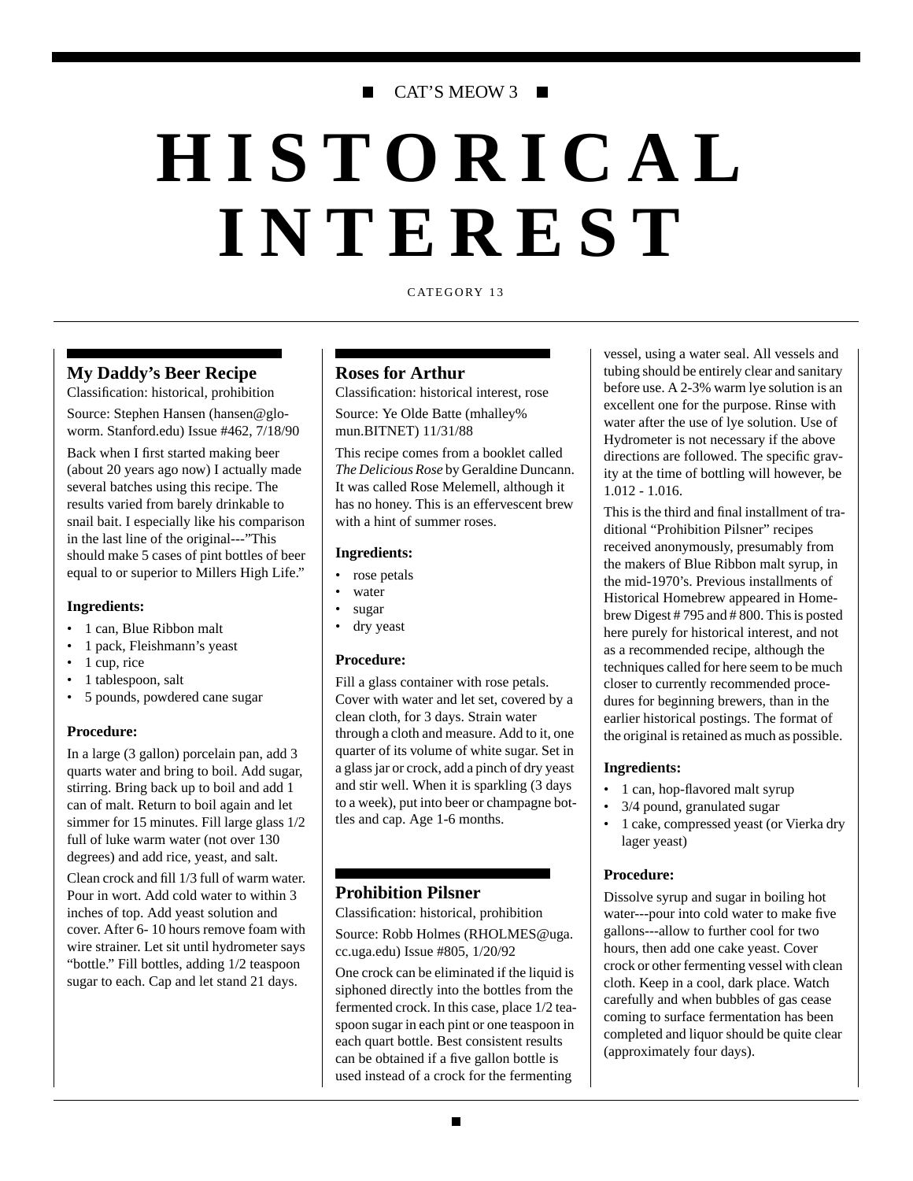CAT'S MEOW 3

# HISTORICAL INTEREST

CATEGORY 13

## My Daddy's Beer Recipe

Classification: historical, prohibition

Source: Stephen Hansen (hansen@glo-worm. Stanford.edu) Issue #462, 7/18/90

Back when I first started making beer (about 20 years ago now) I actually made several batches using this recipe. The results varied from barely drinkable to snail bait. I especially like his comparison in the last line of the original---"This should make 5 cases of pint bottles of beer equal to or superior to Millers High Life."

### Ingredients:

- 1 can, Blue Ribbon malt
- 1 pack, Fleishmann's yeast
- 1 cup, rice
- 1 tablespoon, salt
- 5 pounds, powdered cane sugar

### Procedure:

In a large (3 gallon) porcelain pan, add 3 quarts water and bring to boil. Add sugar, stirring. Bring back up to boil and add 1 can of malt. Return to boil again and let simmer for 15 minutes. Fill large glass 1/2 full of luke warm water (not over 130 degrees) and add rice, yeast, and salt.

Clean crock and fill 1/3 full of warm water. Pour in wort. Add cold water to within 3 inches of top. Add yeast solution and cover. After 6- 10 hours remove foam with wire strainer. Let sit until hydrometer says "bottle." Fill bottles, adding 1/2 teaspoon sugar to each. Cap and let stand 21 days.

## Roses for Arthur

Classification: historical interest, rose

Source: Ye Olde Batte (mhalley% mun.BITNET) 11/31/88

This recipe comes from a booklet called *The Delicious Rose* by Geraldine Duncann. It was called Rose Melemell, although it has no honey. This is an effervescent brew with a hint of summer roses.

### Ingredients:

- rose petals
- water
- sugar
- dry yeast

### Procedure:

Fill a glass container with rose petals. Cover with water and let set, covered by a clean cloth, for 3 days. Strain water through a cloth and measure. Add to it, one quarter of its volume of white sugar. Set in a glass jar or crock, add a pinch of dry yeast and stir well. When it is sparkling (3 days to a week), put into beer or champagne bottles and cap. Age 1-6 months.

## Prohibition Pilsner

Classification: historical, prohibition

Source: Robb Holmes (RHOLMES@uga. cc.uga.edu) Issue #805, 1/20/92

One crock can be eliminated if the liquid is siphoned directly into the bottles from the fermented crock. In this case, place 1/2 teaspoon sugar in each pint or one teaspoon in each quart bottle. Best consistent results can be obtained if a five gallon bottle is used instead of a crock for the fermenting vessel, using a water seal. All vessels and tubing should be entirely clear and sanitary before use. A 2-3% warm lye solution is an excellent one for the purpose. Rinse with water after the use of lye solution. Use of Hydrometer is not necessary if the above directions are followed. The specific gravity at the time of bottling will however, be 1.012 - 1.016.

This is the third and final installment of traditional "Prohibition Pilsner" recipes received anonymously, presumably from the makers of Blue Ribbon malt syrup, in the mid-1970's. Previous installments of Historical Homebrew appeared in Homebrew Digest # 795 and # 800. This is posted here purely for historical interest, and not as a recommended recipe, although the techniques called for here seem to be much closer to currently recommended procedures for beginning brewers, than in the earlier historical postings. The format of the original is retained as much as possible.

### Ingredients:

- 1 can, hop-flavored malt syrup
- 3/4 pound, granulated sugar
- 1 cake, compressed yeast (or Vierka dry lager yeast)

### Procedure:

Dissolve syrup and sugar in boiling hot water---pour into cold water to make five gallons---allow to further cool for two hours, then add one cake yeast. Cover crock or other fermenting vessel with clean cloth. Keep in a cool, dark place. Watch carefully and when bubbles of gas cease coming to surface fermentation has been completed and liquor should be quite clear (approximately four days).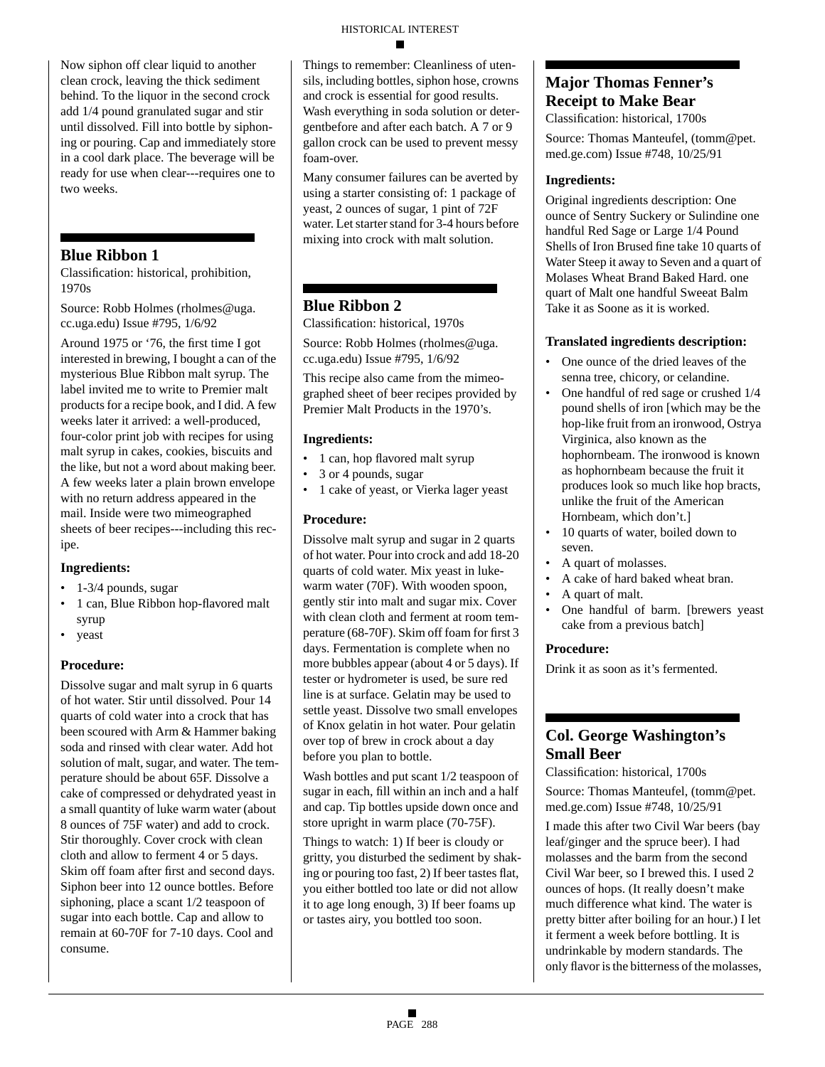Now siphon off clear liquid to another clean crock, leaving the thick sediment behind. To the liquor in the second crock add 1/4 pound granulated sugar and stir until dissolved. Fill into bottle by siphoning or pouring. Cap and immediately store in a cool dark place. The beverage will be ready for use when clear---requires one to two weeks.

## Blue Ribbon 1

Classification: historical, prohibition, 1970s

Source: Robb Holmes (rholmes@uga.cc.uga.edu) Issue #795, 1/6/92

Around 1975 or '76, the first time I got interested in brewing, I bought a can of the mysterious Blue Ribbon malt syrup. The label invited me to write to Premier malt products for a recipe book, and I did. A few weeks later it arrived: a well-produced, four-color print job with recipes for using malt syrup in cakes, cookies, biscuits and the like, but not a word about making beer. A few weeks later a plain brown envelope with no return address appeared in the mail. Inside were two mimeographed sheets of beer recipes---including this recipe.

### Ingredients:

- 1-3/4 pounds, sugar
- 1 can, Blue Ribbon hop-flavored malt syrup
- yeast

### Procedure:

Dissolve sugar and malt syrup in 6 quarts of hot water. Stir until dissolved. Pour 14 quarts of cold water into a crock that has been scoured with Arm & Hammer baking soda and rinsed with clear water. Add hot solution of malt, sugar, and water. The temperature should be about 65F. Dissolve a cake of compressed or dehydrated yeast in a small quantity of luke warm water (about 8 ounces of 75F water) and add to crock. Stir thoroughly. Cover crock with clean cloth and allow to ferment 4 or 5 days. Skim off foam after first and second days. Siphon beer into 12 ounce bottles. Before siphoning, place a scant 1/2 teaspoon of sugar into each bottle. Cap and allow to remain at 60-70F for 7-10 days. Cool and consume.

Things to remember: Cleanliness of utensils, including bottles, siphon hose, crowns and crock is essential for good results. Wash everything in soda solution or detergentbefore and after each batch. A 7 or 9 gallon crock can be used to prevent messy foam-over.

Many consumer failures can be averted by using a starter consisting of: 1 package of yeast, 2 ounces of sugar, 1 pint of 72F water. Let starter stand for 3-4 hours before mixing into crock with malt solution.

## Blue Ribbon 2

Classification: historical, 1970s

Source: Robb Holmes (rholmes@uga.cc.uga.edu) Issue #795, 1/6/92

This recipe also came from the mimeographed sheet of beer recipes provided by Premier Malt Products in the 1970's.

### Ingredients:

- 1 can, hop flavored malt syrup
- 3 or 4 pounds, sugar
- 1 cake of yeast, or Vierka lager yeast

### Procedure:

Dissolve malt syrup and sugar in 2 quarts of hot water. Pour into crock and add 18-20 quarts of cold water. Mix yeast in lukewarm water (70F). With wooden spoon, gently stir into malt and sugar mix. Cover with clean cloth and ferment at room temperature (68-70F). Skim off foam for first 3 days. Fermentation is complete when no more bubbles appear (about 4 or 5 days). If tester or hydrometer is used, be sure red line is at surface. Gelatin may be used to settle yeast. Dissolve two small envelopes of Knox gelatin in hot water. Pour gelatin over top of brew in crock about a day before you plan to bottle.

Wash bottles and put scant 1/2 teaspoon of sugar in each, fill within an inch and a half and cap. Tip bottles upside down once and store upright in warm place (70-75F).

Things to watch: 1) If beer is cloudy or gritty, you disturbed the sediment by shaking or pouring too fast, 2) If beer tastes flat, you either bottled too late or did not allow it to age long enough, 3) If beer foams up or tastes airy, you bottled too soon.

## Major Thomas Fenner's Receipt to Make Bear

Classification: historical, 1700s

Source: Thomas Manteufel, (tomm@pet.med.ge.com) Issue #748, 10/25/91

### Ingredients:

Original ingredients description: One ounce of Sentry Suckery or Sulindine one handful Red Sage or Large 1/4 Pound Shells of Iron Brused fine take 10 quarts of Water Steep it away to Seven and a quart of Molases Wheat Brand Baked Hard. one quart of Malt one handful Sweeat Balm Take it as Soone as it is worked.

### Translated ingredients description:

- One ounce of the dried leaves of the senna tree, chicory, or celandine.
- One handful of red sage or crushed 1/4 pound shells of iron [which may be the hop-like fruit from an ironwood, Ostrya Virginica, also known as the hophornbeam. The ironwood is known as hophornbeam because the fruit it produces look so much like hop bracts, unlike the fruit of the American Hornbeam, which don't.]
- 10 quarts of water, boiled down to seven.
- A quart of molasses.
- A cake of hard baked wheat bran.
- A quart of malt.
- One handful of barm. [brewers yeast cake from a previous batch]

### Procedure:

Drink it as soon as it's fermented.

## Col. George Washington's Small Beer

Classification: historical, 1700s

Source: Thomas Manteufel, (tomm@pet.med.ge.com) Issue #748, 10/25/91

I made this after two Civil War beers (bay leaf/ginger and the spruce beer). I had molasses and the barm from the second Civil War beer, so I brewed this. I used 2 ounces of hops. (It really doesn't make much difference what kind. The water is pretty bitter after boiling for an hour.) I let it ferment a week before bottling. It is undrinkable by modern standards. The only flavor is the bitterness of the molasses,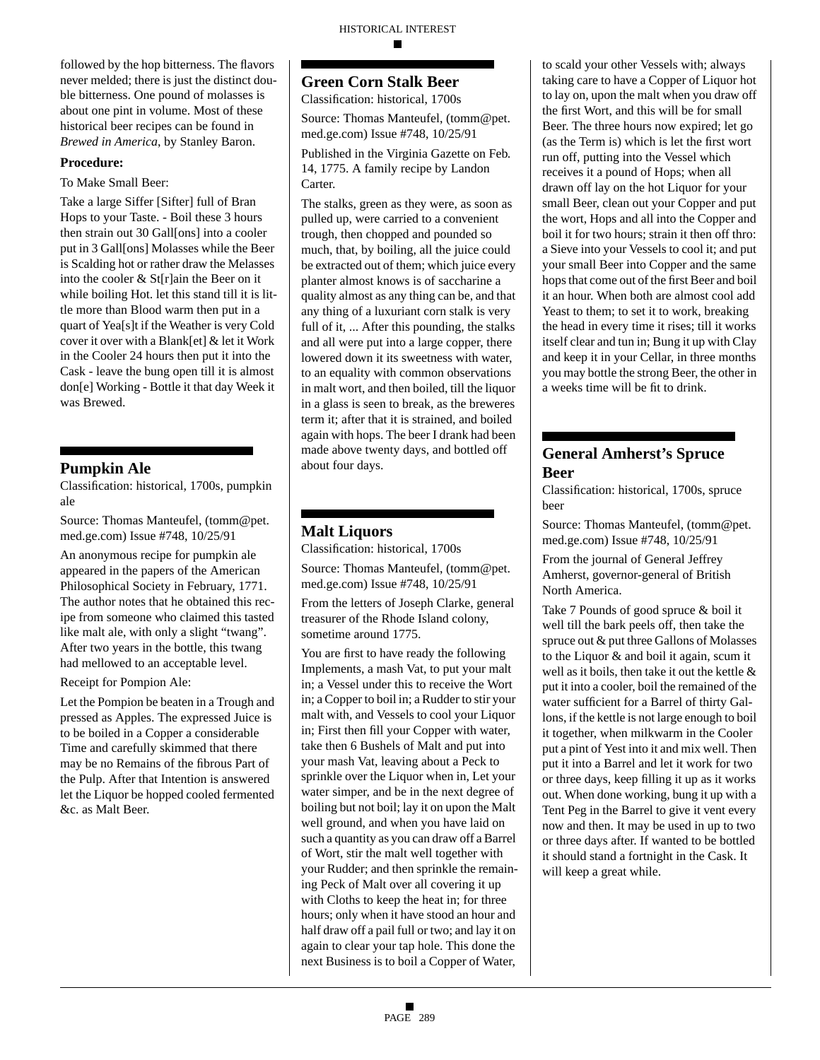followed by the hop bitterness. The flavors never melded; there is just the distinct double bitterness. One pound of molasses is about one pint in volume. Most of these historical beer recipes can be found in *Brewed in America*, by Stanley Baron.

**Procedure:**

To Make Small Beer:

Take a large Siffer [Sifter] full of Bran Hops to your Taste. - Boil these 3 hours then strain out 30 Gall[ons] into a cooler put in 3 Gall[ons] Molasses while the Beer is Scalding hot or rather draw the Melasses into the cooler & St[r]ain the Beer on it while boiling Hot. let this stand till it is little more than Blood warm then put in a quart of Yea[s]t if the Weather is very Cold cover it over with a Blank[et] & let it Work in the Cooler 24 hours then put it into the Cask - leave the bung open till it is almost don[e] Working - Bottle it that day Week it was Brewed.

## Pumpkin Ale

Classification: historical, 1700s, pumpkin ale

Source: Thomas Manteufel, (tomm@pet.med.ge.com) Issue #748, 10/25/91

An anonymous recipe for pumpkin ale appeared in the papers of the American Philosophical Society in February, 1771. The author notes that he obtained this recipe from someone who claimed this tasted like malt ale, with only a slight "twang". After two years in the bottle, this twang had mellowed to an acceptable level.

Receipt for Pompion Ale:

Let the Pompion be beaten in a Trough and pressed as Apples. The expressed Juice is to be boiled in a Copper a considerable Time and carefully skimmed that there may be no Remains of the fibrous Part of the Pulp. After that Intention is answered let the Liquor be hopped cooled fermented &c. as Malt Beer.

## Green Corn Stalk Beer

Classification: historical, 1700s

Source: Thomas Manteufel, (tomm@pet.med.ge.com) Issue #748, 10/25/91

Published in the Virginia Gazette on Feb. 14, 1775. A family recipe by Landon Carter.

The stalks, green as they were, as soon as pulled up, were carried to a convenient trough, then chopped and pounded so much, that, by boiling, all the juice could be extracted out of them; which juice every planter almost knows is of saccharine a quality almost as any thing can be, and that any thing of a luxuriant corn stalk is very full of it, ... After this pounding, the stalks and all were put into a large copper, there lowered down it its sweetness with water, to an equality with common observations in malt wort, and then boiled, till the liquor in a glass is seen to break, as the breweres term it; after that it is strained, and boiled again with hops. The beer I drank had been made above twenty days, and bottled off about four days.

## Malt Liquors

Classification: historical, 1700s

Source: Thomas Manteufel, (tomm@pet.med.ge.com) Issue #748, 10/25/91

From the letters of Joseph Clarke, general treasurer of the Rhode Island colony, sometime around 1775.

You are first to have ready the following Implements, a mash Vat, to put your malt in; a Vessel under this to receive the Wort in; a Copper to boil in; a Rudder to stir your malt with, and Vessels to cool your Liquor in; First then fill your Copper with water, take then 6 Bushels of Malt and put into your mash Vat, leaving about a Peck to sprinkle over the Liquor when in, Let your water simper, and be in the next degree of boiling but not boil; lay it on upon the Malt well ground, and when you have laid on such a quantity as you can draw off a Barrel of Wort, stir the malt well together with your Rudder; and then sprinkle the remaining Peck of Malt over all covering it up with Cloths to keep the heat in; for three hours; only when it have stood an hour and half draw off a pail full or two; and lay it on again to clear your tap hole. This done the next Business is to boil a Copper of Water, to scald your other Vessels with; always taking care to have a Copper of Liquor hot to lay on, upon the malt when you draw off the first Wort, and this will be for small Beer. The three hours now expired; let go (as the Term is) which is let the first wort run off, putting into the Vessel which receives it a pound of Hops; when all drawn off lay on the hot Liquor for your small Beer, clean out your Copper and put the wort, Hops and all into the Copper and boil it for two hours; strain it then off thro: a Sieve into your Vessels to cool it; and put your small Beer into Copper and the same hops that come out of the first Beer and boil it an hour. When both are almost cool add Yeast to them; to set it to work, breaking the head in every time it rises; till it works itself clear and tun in; Bung it up with Clay and keep it in your Cellar, in three months you may bottle the strong Beer, the other in a weeks time will be fit to drink.

## General Amherst's Spruce Beer

Classification: historical, 1700s, spruce beer

Source: Thomas Manteufel, (tomm@pet.med.ge.com) Issue #748, 10/25/91

From the journal of General Jeffrey Amherst, governor-general of British North America.

Take 7 Pounds of good spruce & boil it well till the bark peels off, then take the spruce out & put three Gallons of Molasses to the Liquor & and boil it again, scum it well as it boils, then take it out the kettle & put it into a cooler, boil the remained of the water sufficient for a Barrel of thirty Gallons, if the kettle is not large enough to boil it together, when milkwarm in the Cooler put a pint of Yest into it and mix well. Then put it into a Barrel and let it work for two or three days, keep filling it up as it works out. When done working, bung it up with a Tent Peg in the Barrel to give it vent every now and then. It may be used in up to two or three days after. If wanted to be bottled it should stand a fortnight in the Cask. It will keep a great while.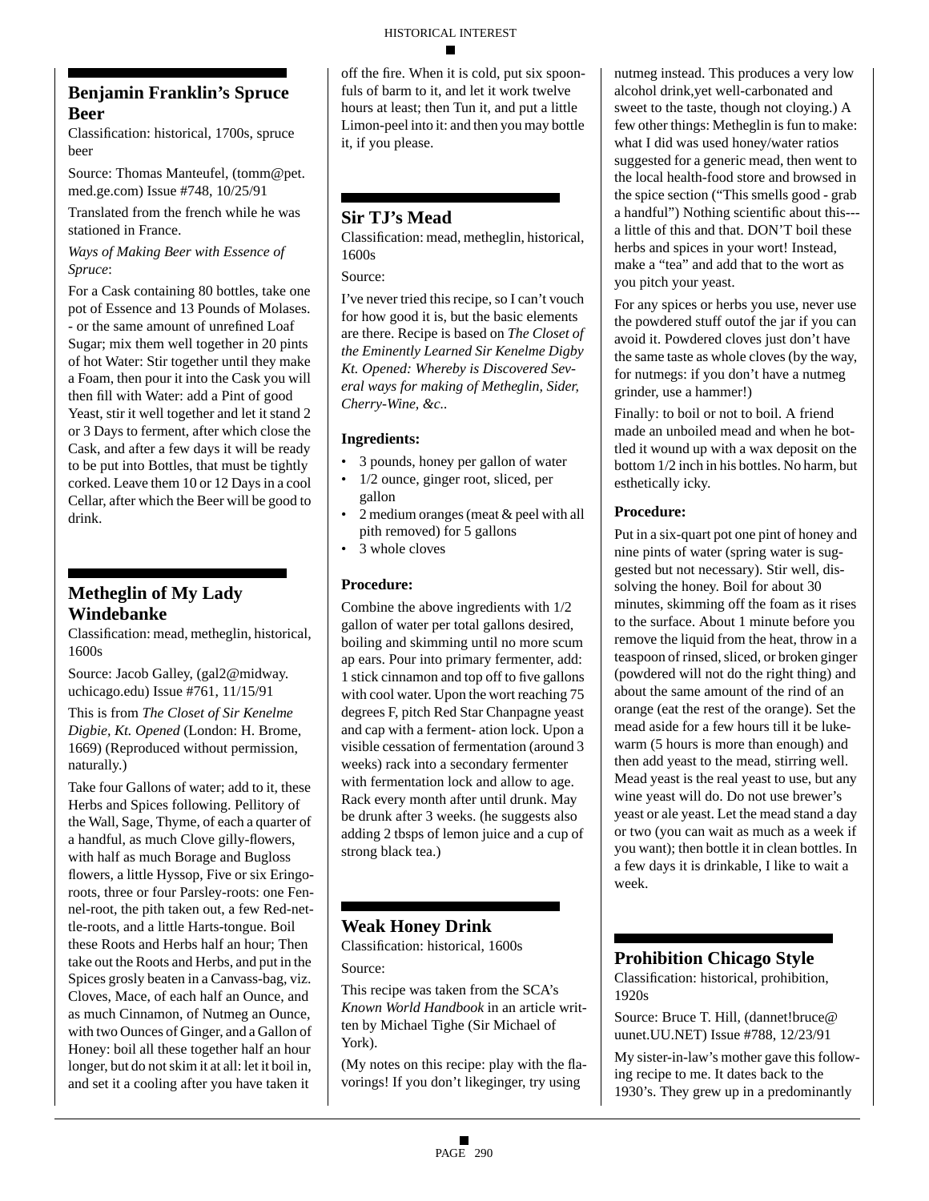## Benjamin Franklin's Spruce Beer

Classification: historical, 1700s, spruce beer

Source: Thomas Manteufel, (tomm@pet.med.ge.com) Issue #748, 10/25/91

Translated from the french while he was stationed in France.

*Ways of Making Beer with Essence of Spruce*:

For a Cask containing 80 bottles, take one pot of Essence and 13 Pounds of Molases. - or the same amount of unrefined Loaf Sugar; mix them well together in 20 pints of hot Water: Stir together until they make a Foam, then pour it into the Cask you will then fill with Water: add a Pint of good Yeast, stir it well together and let it stand 2 or 3 Days to ferment, after which close the Cask, and after a few days it will be ready to be put into Bottles, that must be tightly corked. Leave them 10 or 12 Days in a cool Cellar, after which the Beer will be good to drink.

## Metheglin of My Lady Windebanke

Classification: mead, metheglin, historical, 1600s

Source: Jacob Galley, (gal2@midway.uchicago.edu) Issue #761, 11/15/91

This is from *The Closet of Sir Kenelme Digbie, Kt. Opened* (London: H. Brome, 1669) (Reproduced without permission, naturally.)

Take four Gallons of water; add to it, these Herbs and Spices following. Pellitory of the Wall, Sage, Thyme, of each a quarter of a handful, as much Clove gilly-flowers, with half as much Borage and Bugloss flowers, a little Hyssop, Five or six Eringo-roots, three or four Parsley-roots: one Fennel-root, the pith taken out, a few Red-nettle-roots, and a little Harts-tongue. Boil these Roots and Herbs half an hour; Then take out the Roots and Herbs, and put in the Spices grosly beaten in a Canvass-bag, viz. Cloves, Mace, of each half an Ounce, and as much Cinnamon, of Nutmeg an Ounce, with two Ounces of Ginger, and a Gallon of Honey: boil all these together half an hour longer, but do not skim it at all: let it boil in, and set it a cooling after you have taken it off the fire. When it is cold, put six spoonfuls of barm to it, and let it work twelve hours at least; then Tun it, and put a little Limon-peel into it: and then you may bottle it, if you please.

## Sir TJ's Mead

Classification: mead, metheglin, historical, 1600s

Source:

I've never tried this recipe, so I can't vouch for how good it is, but the basic elements are there. Recipe is based on *The Closet of the Eminently Learned Sir Kenelme Digby Kt. Opened: Whereby is Discovered Several ways for making of Metheglin, Sider, Cherry-Wine, &c.*.

### Ingredients:

- 3 pounds, honey per gallon of water
- 1/2 ounce, ginger root, sliced, per gallon
- 2 medium oranges (meat & peel with all pith removed) for 5 gallons
- 3 whole cloves

### Procedure:

Combine the above ingredients with 1/2 gallon of water per total gallons desired, boiling and skimming until no more scum ap ears. Pour into primary fermenter, add: 1 stick cinnamon and top off to five gallons with cool water. Upon the wort reaching 75 degrees F, pitch Red Star Chanpagne yeast and cap with a ferment- ation lock. Upon a visible cessation of fermentation (around 3 weeks) rack into a secondary fermenter with fermentation lock and allow to age. Rack every month after until drunk. May be drunk after 3 weeks. (he suggests also adding 2 tbsps of lemon juice and a cup of strong black tea.)

## Weak Honey Drink

Classification: historical, 1600s

Source:

This recipe was taken from the SCA's *Known World Handbook* in an article written by Michael Tighe (Sir Michael of York).

(My notes on this recipe: play with the flavorings! If you don't likeginger, try using nutmeg instead. This produces a very low alcohol drink,yet well-carbonated and sweet to the taste, though not cloying.) A few other things: Metheglin is fun to make: what I did was used honey/water ratios suggested for a generic mead, then went to the local health-food store and browsed in the spice section ("This smells good - grab a handful") Nothing scientific about this---a little of this and that. DON'T boil these herbs and spices in your wort! Instead, make a "tea" and add that to the wort as you pitch your yeast.

For any spices or herbs you use, never use the powdered stuff outof the jar if you can avoid it. Powdered cloves just don't have the same taste as whole cloves (by the way, for nutmegs: if you don't have a nutmeg grinder, use a hammer!)

Finally: to boil or not to boil. A friend made an unboiled mead and when he bottled it wound up with a wax deposit on the bottom 1/2 inch in his bottles. No harm, but esthetically icky.

### Procedure:

Put in a six-quart pot one pint of honey and nine pints of water (spring water is suggested but not necessary). Stir well, dissolving the honey. Boil for about 30 minutes, skimming off the foam as it rises to the surface. About 1 minute before you remove the liquid from the heat, throw in a teaspoon of rinsed, sliced, or broken ginger (powdered will not do the right thing) and about the same amount of the rind of an orange (eat the rest of the orange). Set the mead aside for a few hours till it be lukewarm (5 hours is more than enough) and then add yeast to the mead, stirring well. Mead yeast is the real yeast to use, but any wine yeast will do. Do not use brewer's yeast or ale yeast. Let the mead stand a day or two (you can wait as much as a week if you want); then bottle it in clean bottles. In a few days it is drinkable, I like to wait a week.

## Prohibition Chicago Style

Classification: historical, prohibition, 1920s

Source: Bruce T. Hill, (dannet!bruce@uunet.UU.NET) Issue #788, 12/23/91

My sister-in-law's mother gave this following recipe to me. It dates back to the 1930's. They grew up in a predominantly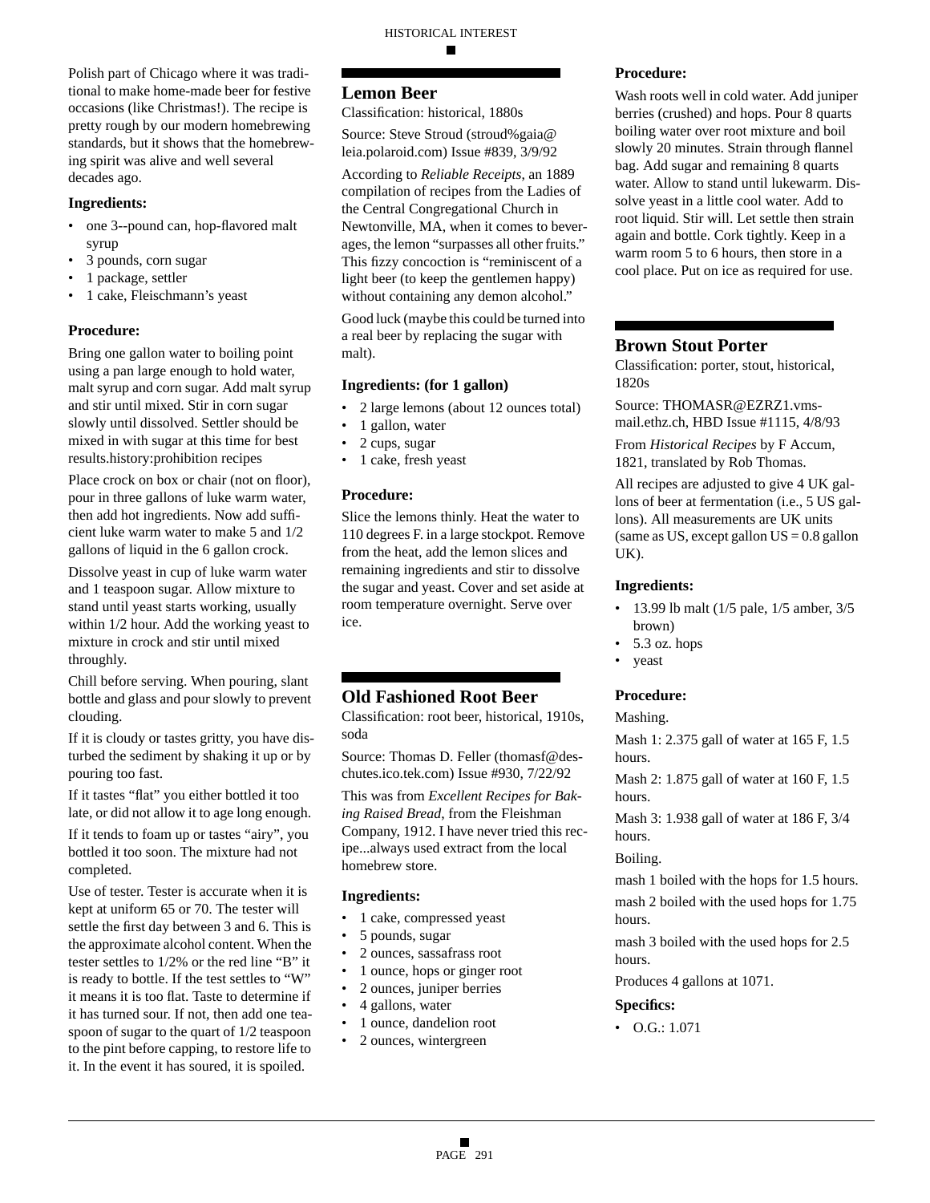Polish part of Chicago where it was traditional to make home-made beer for festive occasions (like Christmas!). The recipe is pretty rough by our modern homebrewing standards, but it shows that the homebrewing spirit was alive and well several decades ago.

### Ingredients:

- one 3--pound can, hop-flavored malt syrup
- 3 pounds, corn sugar
- 1 package, settler
- 1 cake, Fleischmann's yeast

### Procedure:

Bring one gallon water to boiling point using a pan large enough to hold water, malt syrup and corn sugar. Add malt syrup and stir until mixed. Stir in corn sugar slowly until dissolved. Settler should be mixed in with sugar at this time for best results.history:prohibition recipes

Place crock on box or chair (not on floor), pour in three gallons of luke warm water, then add hot ingredients. Now add sufficient luke warm water to make 5 and 1/2 gallons of liquid in the 6 gallon crock.

Dissolve yeast in cup of luke warm water and 1 teaspoon sugar. Allow mixture to stand until yeast starts working, usually within 1/2 hour. Add the working yeast to mixture in crock and stir until mixed throughly.

Chill before serving. When pouring, slant bottle and glass and pour slowly to prevent clouding.

If it is cloudy or tastes gritty, you have disturbed the sediment by shaking it up or by pouring too fast.

If it tastes "flat" you either bottled it too late, or did not allow it to age long enough.

If it tends to foam up or tastes "airy", you bottled it too soon. The mixture had not completed.

Use of tester. Tester is accurate when it is kept at uniform 65 or 70. The tester will settle the first day between 3 and 6. This is the approximate alcohol content. When the tester settles to 1/2% or the red line "B" it is ready to bottle. If the test settles to "W" it means it is too flat. Taste to determine if it has turned sour. If not, then add one teaspoon of sugar to the quart of 1/2 teaspoon to the pint before capping, to restore life to it. In the event it has soured, it is spoiled.

## Lemon Beer

Classification: historical, 1880s

Source: Steve Stroud (stroud%gaia@leia.polaroid.com) Issue #839, 3/9/92

According to *Reliable Receipts*, an 1889 compilation of recipes from the Ladies of the Central Congregational Church in Newtonville, MA, when it comes to beverages, the lemon "surpasses all other fruits." This fizzy concoction is "reminiscent of a light beer (to keep the gentlemen happy) without containing any demon alcohol."

Good luck (maybe this could be turned into a real beer by replacing the sugar with malt).

### Ingredients: (for 1 gallon)

- 2 large lemons (about 12 ounces total)
- 1 gallon, water
- 2 cups, sugar
- 1 cake, fresh yeast

### Procedure:

Slice the lemons thinly. Heat the water to 110 degrees F. in a large stockpot. Remove from the heat, add the lemon slices and remaining ingredients and stir to dissolve the sugar and yeast. Cover and set aside at room temperature overnight. Serve over ice.

## Old Fashioned Root Beer

Classification: root beer, historical, 1910s, soda

Source: Thomas D. Feller (thomasf@deschutes.ico.tek.com) Issue #930, 7/22/92

This was from *Excellent Recipes for Baking Raised Bread*, from the Fleishman Company, 1912. I have never tried this recipe...always used extract from the local homebrew store.

### Ingredients:

- 1 cake, compressed yeast
- 5 pounds, sugar
- 2 ounces, sassafrass root
- 1 ounce, hops or ginger root
- 2 ounces, juniper berries
- 4 gallons, water
- 1 ounce, dandelion root
- 2 ounces, wintergreen

### Procedure:

Wash roots well in cold water. Add juniper berries (crushed) and hops. Pour 8 quarts boiling water over root mixture and boil slowly 20 minutes. Strain through flannel bag. Add sugar and remaining 8 quarts water. Allow to stand until lukewarm. Dissolve yeast in a little cool water. Add to root liquid. Stir will. Let settle then strain again and bottle. Cork tightly. Keep in a warm room 5 to 6 hours, then store in a cool place. Put on ice as required for use.

## Brown Stout Porter

Classification: porter, stout, historical, 1820s

Source: THOMASR@EZRZ1.vms-mail.ethz.ch, HBD Issue #1115, 4/8/93

From *Historical Recipes* by F Accum, 1821, translated by Rob Thomas.

All recipes are adjusted to give 4 UK gallons of beer at fermentation (i.e., 5 US gallons). All measurements are UK units (same as US, except gallon US = 0.8 gallon UK).

### Ingredients:

- 13.99 lb malt (1/5 pale, 1/5 amber, 3/5 brown)
- 5.3 oz. hops
- yeast

### Procedure:

Mashing.

Mash 1: 2.375 gall of water at 165 F, 1.5 hours.

Mash 2: 1.875 gall of water at 160 F, 1.5 hours.

Mash 3: 1.938 gall of water at 186 F, 3/4 hours.

Boiling.

mash 1 boiled with the hops for 1.5 hours.

mash 2 boiled with the used hops for 1.75 hours.

mash 3 boiled with the used hops for 2.5 hours.

Produces 4 gallons at 1071.

### Specifics:

- O.G.: 1.071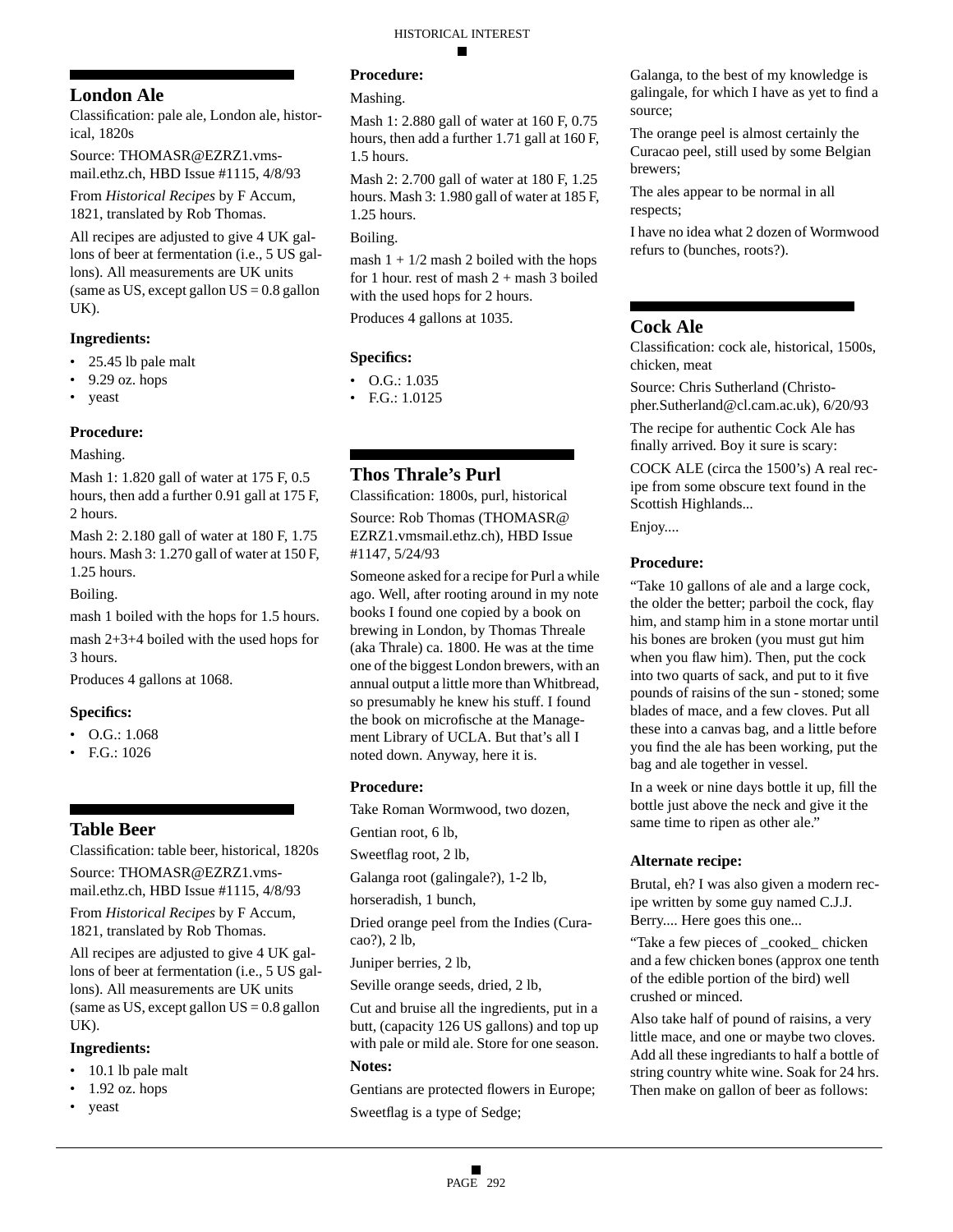## London Ale

Classification: pale ale, London ale, historical, 1820s

Source: THOMASR@EZRZ1.vmsmail.ethz.ch, HBD Issue #1115, 4/8/93

From *Historical Recipes* by F Accum, 1821, translated by Rob Thomas.

All recipes are adjusted to give 4 UK gallons of beer at fermentation (i.e., 5 US gallons). All measurements are UK units (same as US, except gallon US = 0.8 gallon UK).

### Ingredients:

- 25.45 lb pale malt
- 9.29 oz. hops
- yeast

### Procedure:

Mashing.

Mash 1: 1.820 gall of water at 175 F, 0.5 hours, then add a further 0.91 gall at 175 F, 2 hours.

Mash 2: 2.180 gall of water at 180 F, 1.75 hours. Mash 3: 1.270 gall of water at 150 F, 1.25 hours.

Boiling.

mash 1 boiled with the hops for 1.5 hours.

mash 2+3+4 boiled with the used hops for 3 hours.

Produces 4 gallons at 1068.

### Specifics:

- O.G.: 1.068
- F.G.: 1026

## Table Beer

Classification: table beer, historical, 1820s

Source: THOMASR@EZRZ1.vmsmail.ethz.ch, HBD Issue #1115, 4/8/93

From *Historical Recipes* by F Accum, 1821, translated by Rob Thomas.

All recipes are adjusted to give 4 UK gallons of beer at fermentation (i.e., 5 US gallons). All measurements are UK units (same as US, except gallon US = 0.8 gallon UK).

### Ingredients:

- 10.1 lb pale malt
- 1.92 oz. hops
- yeast

### Procedure:

Mashing.

Mash 1: 2.880 gall of water at 160 F, 0.75 hours, then add a further 1.71 gall at 160 F, 1.5 hours.

Mash 2: 2.700 gall of water at 180 F, 1.25 hours. Mash 3: 1.980 gall of water at 185 F, 1.25 hours.

Boiling.

mash 1 + 1/2 mash 2 boiled with the hops for 1 hour. rest of mash 2 + mash 3 boiled with the used hops for 2 hours.

Produces 4 gallons at 1035.

### Specifics:

- O.G.: 1.035
- F.G.: 1.0125

## Thos Thrale's Purl

Classification: 1800s, purl, historical

Source: Rob Thomas (THOMASR@EZRZ1.vmsmail.ethz.ch), HBD Issue #1147, 5/24/93

Someone asked for a recipe for Purl a while ago. Well, after rooting around in my note books I found one copied by a book on brewing in London, by Thomas Threale (aka Thrale) ca. 1800. He was at the time one of the biggest London brewers, with an annual output a little more than Whitbread, so presumably he knew his stuff. I found the book on microfische at the Management Library of UCLA. But that's all I noted down. Anyway, here it is.

### Procedure:

Take Roman Wormwood, two dozen,

Gentian root, 6 lb,

Sweetflag root, 2 lb,

Galanga root (galingale?), 1-2 lb,

horseradish, 1 bunch,

Dried orange peel from the Indies (Curacao?), 2 lb,

Juniper berries, 2 lb,

Seville orange seeds, dried, 2 lb,

Cut and bruise all the ingredients, put in a butt, (capacity 126 US gallons) and top up with pale or mild ale. Store for one season.

### Notes:

Gentians are protected flowers in Europe;

Sweetflag is a type of Sedge;

Galanga, to the best of my knowledge is galingale, for which I have as yet to find a source;

The orange peel is almost certainly the Curacao peel, still used by some Belgian brewers;

The ales appear to be normal in all respects;

I have no idea what 2 dozen of Wormwood refurs to (bunches, roots?).

## Cock Ale

Classification: cock ale, historical, 1500s, chicken, meat

Source: Chris Sutherland (Christopher.Sutherland@cl.cam.ac.uk), 6/20/93

The recipe for authentic Cock Ale has finally arrived. Boy it sure is scary:

COCK ALE (circa the 1500's) A real recipe from some obscure text found in the Scottish Highlands...

Enjoy....

### Procedure:

"Take 10 gallons of ale and a large cock, the older the better; parboil the cock, flay him, and stamp him in a stone mortar until his bones are broken (you must gut him when you flaw him). Then, put the cock into two quarts of sack, and put to it five pounds of raisins of the sun - stoned; some blades of mace, and a few cloves. Put all these into a canvas bag, and a little before you find the ale has been working, put the bag and ale together in vessel.

In a week or nine days bottle it up, fill the bottle just above the neck and give it the same time to ripen as other ale."

### Alternate recipe:

Brutal, eh? I was also given a modern recipe written by some guy named C.J.J. Berry.... Here goes this one...

"Take a few pieces of _cooked_ chicken and a few chicken bones (approx one tenth of the edible portion of the bird) well crushed or minced.

Also take half of pound of raisins, a very little mace, and one or maybe two cloves. Add all these ingrediants to half a bottle of string country white wine. Soak for 24 hrs. Then make on gallon of beer as follows: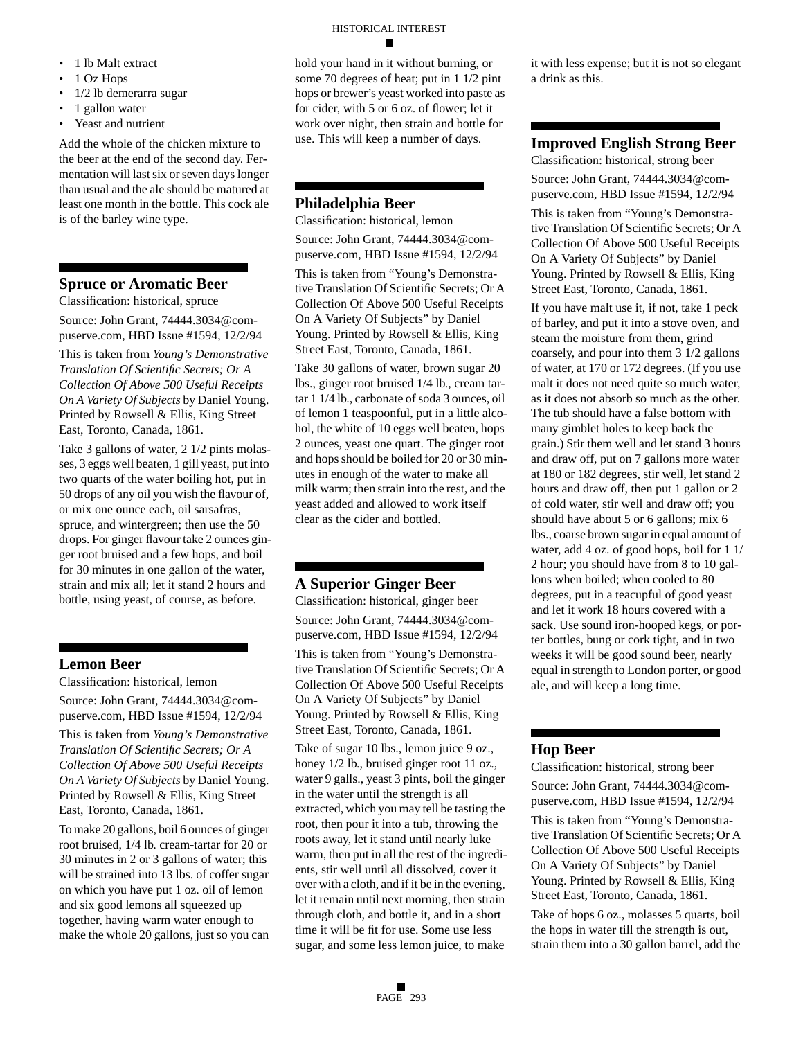- 1 lb Malt extract
- 1 Oz Hops
- 1/2 lb demerarra sugar
- 1 gallon water
- Yeast and nutrient

Add the whole of the chicken mixture to the beer at the end of the second day. Fermentation will last six or seven days longer than usual and the ale should be matured at least one month in the bottle. This cock ale is of the barley wine type.

## Spruce or Aromatic Beer

Classification: historical, spruce

Source: John Grant, 74444.3034@compuserve.com, HBD Issue #1594, 12/2/94

This is taken from *Young's Demonstrative Translation Of Scientific Secrets; Or A Collection Of Above 500 Useful Receipts On A Variety Of Subjects* by Daniel Young. Printed by Rowsell & Ellis, King Street East, Toronto, Canada, 1861.

Take 3 gallons of water, 2 1/2 pints molasses, 3 eggs well beaten, 1 gill yeast, put into two quarts of the water boiling hot, put in 50 drops of any oil you wish the flavour of, or mix one ounce each, oil sarsafras, spruce, and wintergreen; then use the 50 drops. For ginger flavour take 2 ounces ginger root bruised and a few hops, and boil for 30 minutes in one gallon of the water, strain and mix all; let it stand 2 hours and bottle, using yeast, of course, as before.

## Lemon Beer

Classification: historical, lemon

Source: John Grant, 74444.3034@compuserve.com, HBD Issue #1594, 12/2/94

This is taken from *Young's Demonstrative Translation Of Scientific Secrets; Or A Collection Of Above 500 Useful Receipts On A Variety Of Subjects* by Daniel Young. Printed by Rowsell & Ellis, King Street East, Toronto, Canada, 1861.

To make 20 gallons, boil 6 ounces of ginger root bruised, 1/4 lb. cream-tartar for 20 or 30 minutes in 2 or 3 gallons of water; this will be strained into 13 lbs. of coffer sugar on which you have put 1 oz. oil of lemon and six good lemons all squeezed up together, having warm water enough to make the whole 20 gallons, just so you can hold your hand in it without burning, or some 70 degrees of heat; put in 1 1/2 pint hops or brewer's yeast worked into paste as for cider, with 5 or 6 oz. of flower; let it work over night, then strain and bottle for use. This will keep a number of days.

## Philadelphia Beer

Classification: historical, lemon

Source: John Grant, 74444.3034@compuserve.com, HBD Issue #1594, 12/2/94

This is taken from "Young's Demonstrative Translation Of Scientific Secrets; Or A Collection Of Above 500 Useful Receipts On A Variety Of Subjects" by Daniel Young. Printed by Rowsell & Ellis, King Street East, Toronto, Canada, 1861.

Take 30 gallons of water, brown sugar 20 lbs., ginger root bruised 1/4 lb., cream tartar 1 1/4 lb., carbonate of soda 3 ounces, oil of lemon 1 teaspoonful, put in a little alcohol, the white of 10 eggs well beaten, hops 2 ounces, yeast one quart. The ginger root and hops should be boiled for 20 or 30 minutes in enough of the water to make all milk warm; then strain into the rest, and the yeast added and allowed to work itself clear as the cider and bottled.

## A Superior Ginger Beer

Classification: historical, ginger beer

Source: John Grant, 74444.3034@compuserve.com, HBD Issue #1594, 12/2/94

This is taken from "Young's Demonstrative Translation Of Scientific Secrets; Or A Collection Of Above 500 Useful Receipts On A Variety Of Subjects" by Daniel Young. Printed by Rowsell & Ellis, King Street East, Toronto, Canada, 1861.

Take of sugar 10 lbs., lemon juice 9 oz., honey 1/2 lb., bruised ginger root 11 oz., water 9 galls., yeast 3 pints, boil the ginger in the water until the strength is all extracted, which you may tell be tasting the root, then pour it into a tub, throwing the roots away, let it stand until nearly luke warm, then put in all the rest of the ingredients, stir well until all dissolved, cover it over with a cloth, and if it be in the evening, let it remain until next morning, then strain through cloth, and bottle it, and in a short time it will be fit for use. Some use less sugar, and some less lemon juice, to make it with less expense; but it is not so elegant a drink as this.

## Improved English Strong Beer

Classification: historical, strong beer

Source: John Grant, 74444.3034@compuserve.com, HBD Issue #1594, 12/2/94

This is taken from "Young's Demonstrative Translation Of Scientific Secrets; Or A Collection Of Above 500 Useful Receipts On A Variety Of Subjects" by Daniel Young. Printed by Rowsell & Ellis, King Street East, Toronto, Canada, 1861.

If you have malt use it, if not, take 1 peck of barley, and put it into a stove oven, and steam the moisture from them, grind coarsely, and pour into them 3 1/2 gallons of water, at 170 or 172 degrees. (If you use malt it does not need quite so much water, as it does not absorb so much as the other. The tub should have a false bottom with many gimblet holes to keep back the grain.) Stir them well and let stand 3 hours and draw off, put on 7 gallons more water at 180 or 182 degrees, stir well, let stand 2 hours and draw off, then put 1 gallon or 2 of cold water, stir well and draw off; you should have about 5 or 6 gallons; mix 6 lbs., coarse brown sugar in equal amount of water, add 4 oz. of good hops, boil for 1 1/2 hour; you should have from 8 to 10 gallons when boiled; when cooled to 80 degrees, put in a teacupful of good yeast and let it work 18 hours covered with a sack. Use sound iron-hooped kegs, or porter bottles, bung or cork tight, and in two weeks it will be good sound beer, nearly equal in strength to London porter, or good ale, and will keep a long time.

## Hop Beer

Classification: historical, strong beer

Source: John Grant, 74444.3034@compuserve.com, HBD Issue #1594, 12/2/94

This is taken from "Young's Demonstrative Translation Of Scientific Secrets; Or A Collection Of Above 500 Useful Receipts On A Variety Of Subjects" by Daniel Young. Printed by Rowsell & Ellis, King Street East, Toronto, Canada, 1861.

Take of hops 6 oz., molasses 5 quarts, boil the hops in water till the strength is out, strain them into a 30 gallon barrel, add the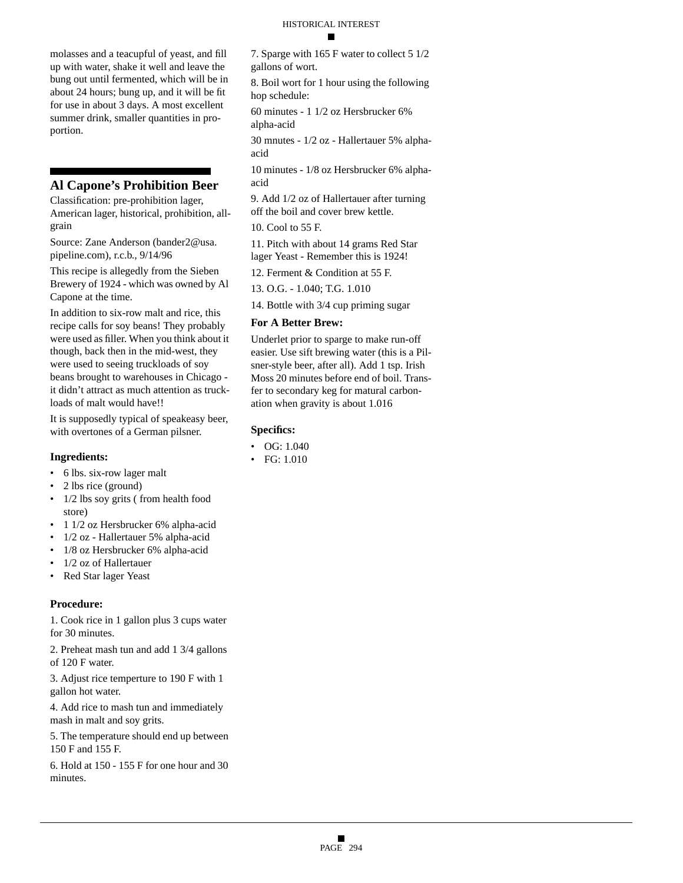molasses and a teacupful of yeast, and fill up with water, shake it well and leave the bung out until fermented, which will be in about 24 hours; bung up, and it will be fit for use in about 3 days. A most excellent summer drink, smaller quantities in proportion.

## Al Capone's Prohibition Beer

Classification: pre-prohibition lager, American lager, historical, prohibition, all-grain

Source: Zane Anderson (bander2@usa.pipeline.com), r.c.b., 9/14/96

This recipe is allegedly from the Sieben Brewery of 1924 - which was owned by Al Capone at the time.

In addition to six-row malt and rice, this recipe calls for soy beans! They probably were used as filler. When you think about it though, back then in the mid-west, they were used to seeing truckloads of soy beans brought to warehouses in Chicago - it didn't attract as much attention as truckloads of malt would have!!

It is supposedly typical of speakeasy beer, with overtones of a German pilsner.

### Ingredients:

- 6 lbs. six-row lager malt
- 2 lbs rice (ground)
- 1/2 lbs soy grits ( from health food store)
- 1 1/2 oz Hersbrucker 6% alpha-acid
- 1/2 oz - Hallertauer 5% alpha-acid
- 1/8 oz Hersbrucker 6% alpha-acid
- 1/2 oz of Hallertauer
- Red Star lager Yeast

### Procedure:

1. Cook rice in 1 gallon plus 3 cups water for 30 minutes.

2. Preheat mash tun and add 1 3/4 gallons of 120 F water.

3. Adjust rice temperture to 190 F with 1 gallon hot water.

4. Add rice to mash tun and immediately mash in malt and soy grits.

5. The temperature should end up between 150 F and 155 F.

6. Hold at 150 - 155 F for one hour and 30 minutes.

7. Sparge with 165 F water to collect 5 1/2 gallons of wort.

8. Boil wort for 1 hour using the following hop schedule:

60 minutes - 1 1/2 oz Hersbrucker 6% alpha-acid

30 mnutes - 1/2 oz - Hallertauer 5% alpha-acid

10 minutes - 1/8 oz Hersbrucker 6% alpha-acid

9. Add 1/2 oz of Hallertauer after turning off the boil and cover brew kettle.

10. Cool to 55 F.

11. Pitch with about 14 grams Red Star lager Yeast - Remember this is 1924!

12. Ferment & Condition at 55 F.

13. O.G. - 1.040; T.G. 1.010

14. Bottle with 3/4 cup priming sugar

### For A Better Brew:

Underlet prior to sparge to make run-off easier. Use sift brewing water (this is a Pilsner-style beer, after all). Add 1 tsp. Irish Moss 20 minutes before end of boil. Transfer to secondary keg for matural carbonation when gravity is about 1.016

### Specifics:

- OG: 1.040
- FG: 1.010